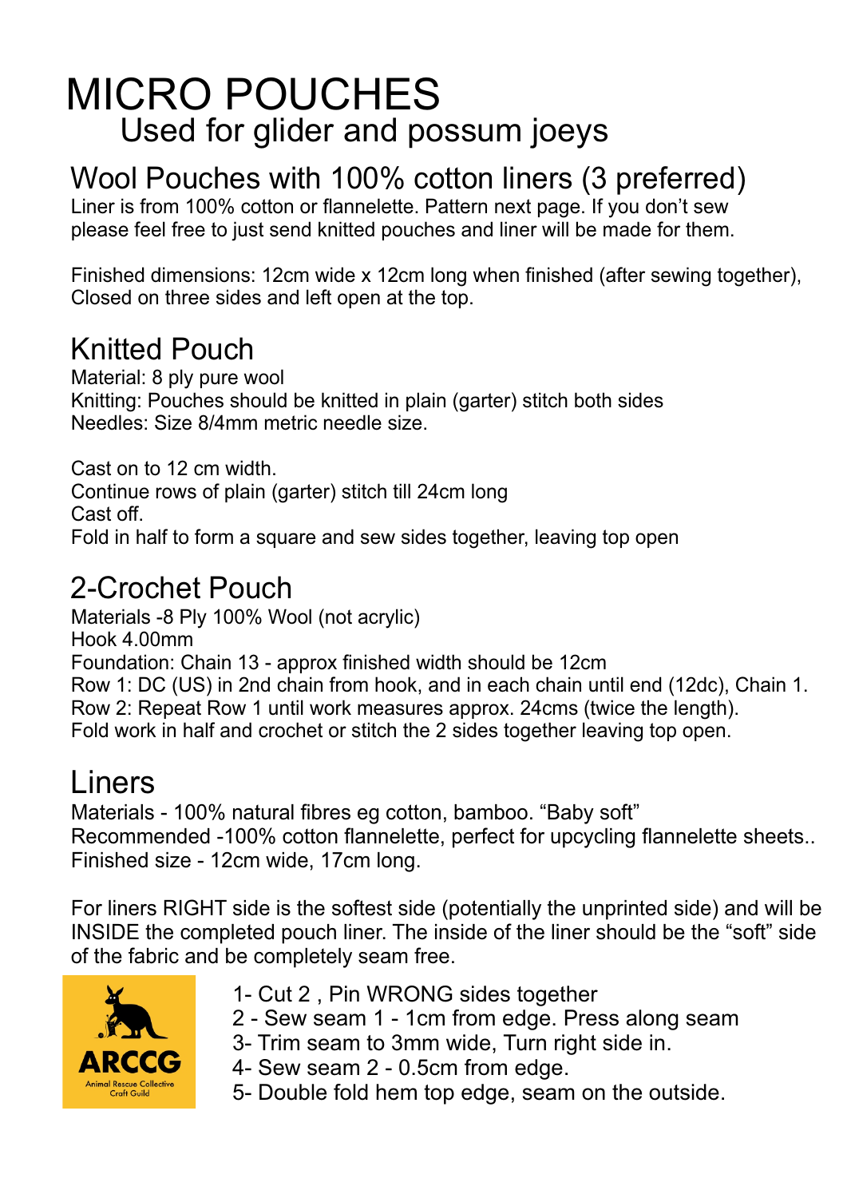# MICRO POUCHES

Used for glider and possum joeys

## Wool Pouches with 100% cotton liners (3 preferred)

Liner is from 100% cotton or flannelette. Pattern next page. If you don't sew please feel free to just send knitted pouches and liner will be made for them.

Finished dimensions: 12cm wide x 12cm long when finished (after sewing together), Closed on three sides and left open at the top.

## Knitted Pouch

Material: 8 ply pure wool
Knitting: Pouches should be knitted in plain (garter) stitch both sides
Needles: Size 8/4mm metric needle size.

Cast on to 12 cm width.
Continue rows of plain (garter) stitch till 24cm long
Cast off.
Fold in half to form a square and sew sides together, leaving top open

## 2-Crochet Pouch

Materials -8 Ply 100% Wool (not acrylic)
Hook 4.00mm
Foundation: Chain 13 - approx finished width should be 12cm
Row 1: DC (US) in 2nd chain from hook, and in each chain until end (12dc), Chain 1.
Row 2: Repeat Row 1 until work measures approx. 24cms (twice the length).
Fold work in half and crochet or stitch the 2 sides together leaving top open.

## Liners

Materials - 100% natural fibres eg cotton, bamboo. "Baby soft"
Recommended -100% cotton flannelette, perfect for upcycling flannelette sheets..
Finished size - 12cm wide, 17cm long.

For liners RIGHT side is the softest side (potentially the unprinted side) and will be INSIDE the completed pouch liner. The inside of the liner should be the "soft" side of the fabric and be completely seam free.

ARCCG
Animal Rescue Collective Craft Guild

1- Cut 2 , Pin WRONG sides together
2 - Sew seam 1 - 1cm from edge. Press along seam
3- Trim seam to 3mm wide, Turn right side in.
4- Sew seam 2 - 0.5cm from edge.
5- Double fold hem top edge, seam on the outside.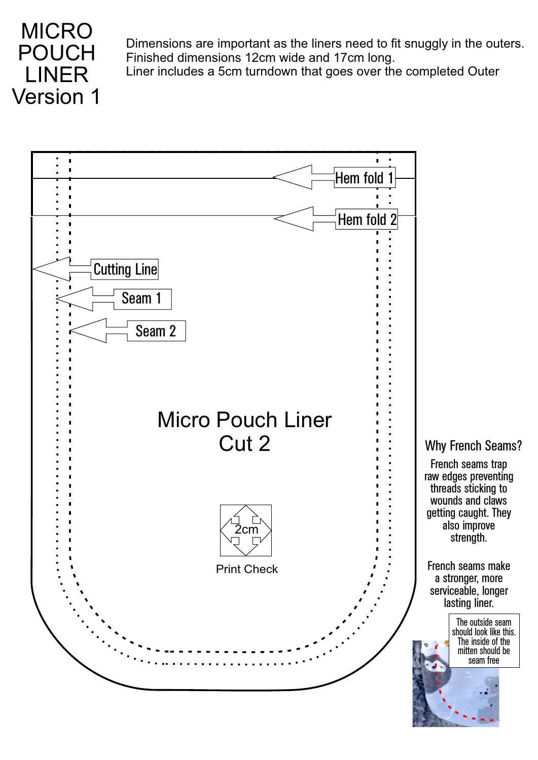# MICRO POUCH LINER Version 1

Dimensions are important as the liners need to fit snuggly in the outers.
Finished dimensions 12cm wide and 17cm long.
Liner includes a 5cm turndown that goes over the completed Outer

Hem fold 1

Hem fold 2

Cutting Line

Seam 1

Seam 2

Micro Pouch Liner
Cut 2

2cm

Print Check

## Why French Seams?

French seams trap raw edges preventing threads sticking to wounds and claws getting caught. They also improve strength.

French seams make a stronger, more serviceable, longer lasting liner.

The outside seam should look like this. The inside of the mitten should be seam free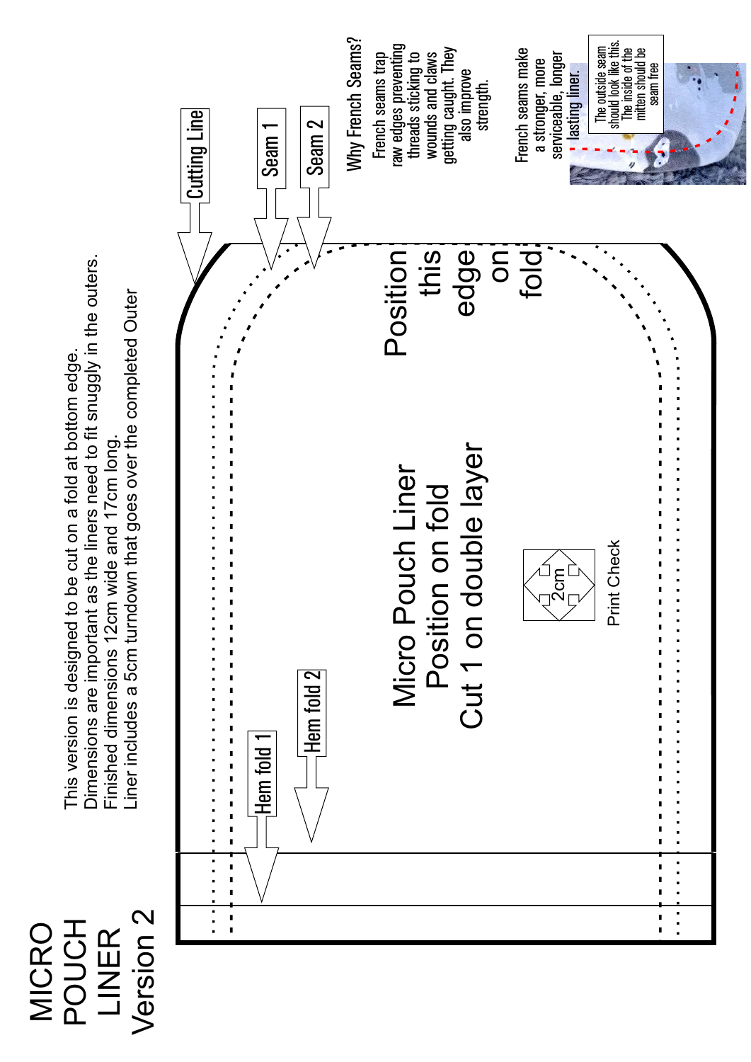# MICRO POUCH LINER Version 2

This version is designed to be cut on a fold at bottom edge.
Dimensions are important as the liners need to fit snuggly in the outers.
Finished dimensions 12cm wide and 17cm long.
Liner includes a 5cm turndown that goes over the completed Outer

Cutting Line

Seam 1

Seam 2

Hem fold 1

Hem fold 2

**Micro Pouch Liner**
**Position on fold**
**Cut 1 on double layer**

2cm

Print Check

Position this edge on fold

## Why French Seams?

French seams trap raw edges preventing threads sticking to wounds and claws getting caught. They also improve strength.

French seams make a stronger, more serviceable, longer lasting liner.

The outside seam should look like this. The inside of the mitten should be seam free